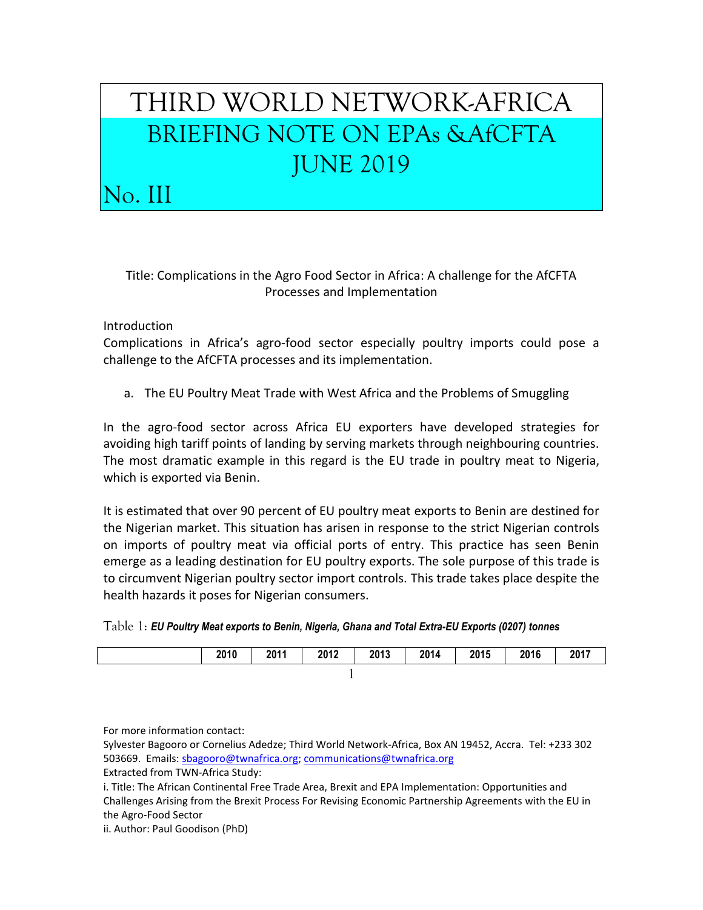# THIRD WORLD NETWORK-AFRICA
## BRIEFING NOTE ON EPAs &AfCFTA
## JUNE 2019
## No. III

Title: Complications in the Agro Food Sector in Africa: A challenge for the AfCFTA Processes and Implementation

Introduction

Complications in Africa's agro-food sector especially poultry imports could pose a challenge to the AfCFTA processes and its implementation.

a. The EU Poultry Meat Trade with West Africa and the Problems of Smuggling

In the agro-food sector across Africa EU exporters have developed strategies for avoiding high tariff points of landing by serving markets through neighbouring countries. The most dramatic example in this regard is the EU trade in poultry meat to Nigeria, which is exported via Benin.

It is estimated that over 90 percent of EU poultry meat exports to Benin are destined for the Nigerian market. This situation has arisen in response to the strict Nigerian controls on imports of poultry meat via official ports of entry. This practice has seen Benin emerge as a leading destination for EU poultry exports. The sole purpose of this trade is to circumvent Nigerian poultry sector import controls. This trade takes place despite the health hazards it poses for Nigerian consumers.

Table 1: ***EU Poultry Meat exports to Benin, Nigeria, Ghana and Total Extra-EU Exports (0207) tonnes***

| | 2010 | 2011 | 2012 | 2013 | 2014 | 2015 | 2016 | 2017 |
|---|---|---|---|---|---|---|---|---|

For more information contact:
Sylvester Bagooro or Cornelius Adedze; Third World Network-Africa, Box AN 19452, Accra. Tel: +233 302 503669. Emails: sbagooro@twnafrica.org; communications@twnafrica.org
Extracted from TWN-Africa Study:
i. Title: The African Continental Free Trade Area, Brexit and EPA Implementation: Opportunities and Challenges Arising from the Brexit Process For Revising Economic Partnership Agreements with the EU in the Agro-Food Sector
ii. Author: Paul Goodison (PhD)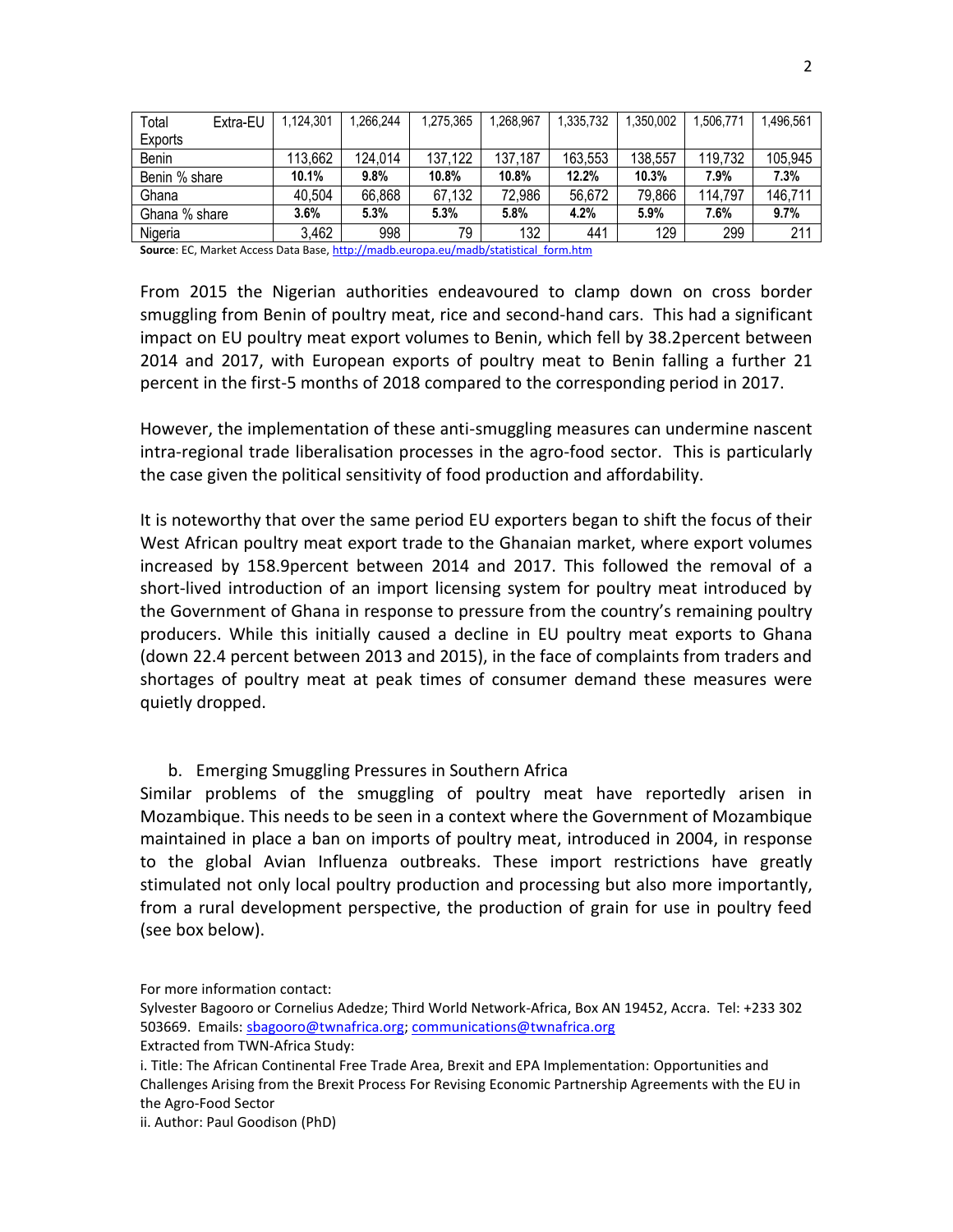| Total Extra-EU Exports | 1,124,301 | 1,266,244 | 1,275,365 | 1,268,967 | 1,335,732 | 1,350,002 | 1,506,771 | 1,496,561 |
|---|---|---|---|---|---|---|---|---|
| Benin | 113,662 | 124,014 | 137,122 | 137,187 | 163,553 | 138,557 | 119,732 | 105,945 |
| Benin % share | **10.1%** | **9.8%** | **10.8%** | **10.8%** | **12.2%** | **10.3%** | **7.9%** | **7.3%** |
| Ghana | 40,504 | 66,868 | 67,132 | 72,986 | 56,672 | 79,866 | 114,797 | 146,711 |
| Ghana % share | **3.6%** | **5.3%** | **5.3%** | **5.8%** | **4.2%** | **5.9%** | **7.6%** | **9.7%** |
| Nigeria | 3,462 | 998 | 79 | 132 | 441 | 129 | 299 | 211 |

**Source**: EC, Market Access Data Base, http://madb.europa.eu/madb/statistical_form.htm

From 2015 the Nigerian authorities endeavoured to clamp down on cross border smuggling from Benin of poultry meat, rice and second-hand cars. This had a significant impact on EU poultry meat export volumes to Benin, which fell by 38.2percent between 2014 and 2017, with European exports of poultry meat to Benin falling a further 21 percent in the first-5 months of 2018 compared to the corresponding period in 2017.

However, the implementation of these anti-smuggling measures can undermine nascent intra-regional trade liberalisation processes in the agro-food sector. This is particularly the case given the political sensitivity of food production and affordability.

It is noteworthy that over the same period EU exporters began to shift the focus of their West African poultry meat export trade to the Ghanaian market, where export volumes increased by 158.9percent between 2014 and 2017. This followed the removal of a short-lived introduction of an import licensing system for poultry meat introduced by the Government of Ghana in response to pressure from the country's remaining poultry producers. While this initially caused a decline in EU poultry meat exports to Ghana (down 22.4 percent between 2013 and 2015), in the face of complaints from traders and shortages of poultry meat at peak times of consumer demand these measures were quietly dropped.

### b. Emerging Smuggling Pressures in Southern Africa

Similar problems of the smuggling of poultry meat have reportedly arisen in Mozambique. This needs to be seen in a context where the Government of Mozambique maintained in place a ban on imports of poultry meat, introduced in 2004, in response to the global Avian Influenza outbreaks. These import restrictions have greatly stimulated not only local poultry production and processing but also more importantly, from a rural development perspective, the production of grain for use in poultry feed (see box below).

For more information contact:

Sylvester Bagooro or Cornelius Adedze; Third World Network-Africa, Box AN 19452, Accra. Tel: +233 302 503669. Emails: sbagooro@twnafrica.org; communications@twnafrica.org

Extracted from TWN-Africa Study:

i. Title: The African Continental Free Trade Area, Brexit and EPA Implementation: Opportunities and Challenges Arising from the Brexit Process For Revising Economic Partnership Agreements with the EU in the Agro-Food Sector

ii. Author: Paul Goodison (PhD)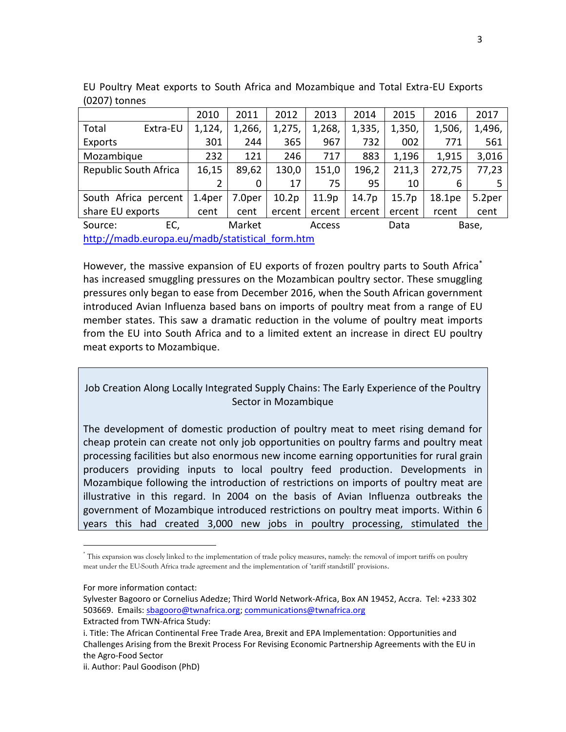EU Poultry Meat exports to South Africa and Mozambique and Total Extra-EU Exports (0207) tonnes

| | 2010 | 2011 | 2012 | 2013 | 2014 | 2015 | 2016 | 2017 |
|---|---|---|---|---|---|---|---|---|
| Total Extra-EU Exports | 1,124,301 | 1,266,244 | 1,275,365 | 1,268,967 | 1,335,732 | 1,350,002 | 1,506,771 | 1,496,561 |
| Mozambique | 232 | 121 | 246 | 717 | 883 | 1,196 | 1,915 | 3,016 |
| Republic South Africa | 16,152 | 89,620 | 130,017 | 151,075 | 196,295 | 211,310 | 272,756 | 77,235 |
| South Africa percent share EU exports | 1.4per cent | 7.0per cent | 10.2percent | 11.9percent | 14.7percent | 15.7percent | 18.1percent | 5.2per cent |

Source: EC, Market Access Data Base, http://madb.europa.eu/madb/statistical_form.htm

However, the massive expansion of EU exports of frozen poultry parts to South Africa* has increased smuggling pressures on the Mozambican poultry sector. These smuggling pressures only began to ease from December 2016, when the South African government introduced Avian Influenza based bans on imports of poultry meat from a range of EU member states. This saw a dramatic reduction in the volume of poultry meat imports from the EU into South Africa and to a limited extent an increase in direct EU poultry meat exports to Mozambique.

> **Job Creation Along Locally Integrated Supply Chains: The Early Experience of the Poultry Sector in Mozambique**
>
> The development of domestic production of poultry meat to meet rising demand for cheap protein can create not only job opportunities on poultry farms and poultry meat processing facilities but also enormous new income earning opportunities for rural grain producers providing inputs to local poultry feed production. Developments in Mozambique following the introduction of restrictions on imports of poultry meat are illustrative in this regard. In 2004 on the basis of Avian Influenza outbreaks the government of Mozambique introduced restrictions on poultry meat imports. Within 6 years this had created 3,000 new jobs in poultry processing, stimulated the

* This expansion was closely linked to the implementation of trade policy measures, namely: the removal of import tariffs on poultry meat under the EU-South Africa trade agreement and the implementation of 'tariff standstill' provisions.

For more information contact:
Sylvester Bagooro or Cornelius Adedze; Third World Network-Africa, Box AN 19452, Accra. Tel: +233 302 503669. Emails: sbagooro@twnafrica.org; communications@twnafrica.org
Extracted from TWN-Africa Study:
i. Title: The African Continental Free Trade Area, Brexit and EPA Implementation: Opportunities and Challenges Arising from the Brexit Process For Revising Economic Partnership Agreements with the EU in the Agro-Food Sector
ii. Author: Paul Goodison (PhD)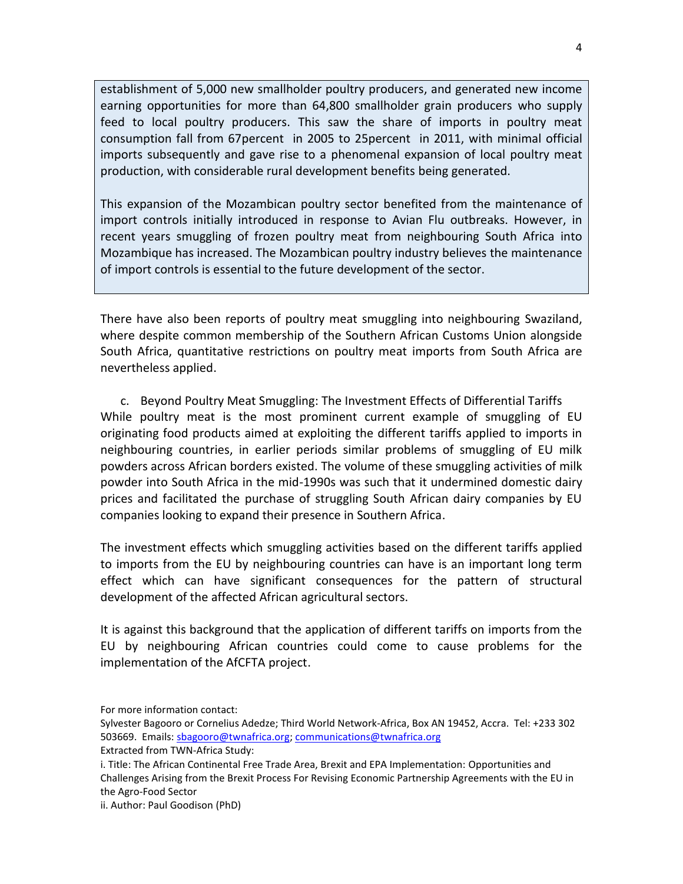establishment of 5,000 new smallholder poultry producers, and generated new income earning opportunities for more than 64,800 smallholder grain producers who supply feed to local poultry producers. This saw the share of imports in poultry meat consumption fall from 67percent in 2005 to 25percent in 2011, with minimal official imports subsequently and gave rise to a phenomenal expansion of local poultry meat production, with considerable rural development benefits being generated.

This expansion of the Mozambican poultry sector benefited from the maintenance of import controls initially introduced in response to Avian Flu outbreaks. However, in recent years smuggling of frozen poultry meat from neighbouring South Africa into Mozambique has increased. The Mozambican poultry industry believes the maintenance of import controls is essential to the future development of the sector.

There have also been reports of poultry meat smuggling into neighbouring Swaziland, where despite common membership of the Southern African Customs Union alongside South Africa, quantitative restrictions on poultry meat imports from South Africa are nevertheless applied.

c. Beyond Poultry Meat Smuggling: The Investment Effects of Differential Tariffs

While poultry meat is the most prominent current example of smuggling of EU originating food products aimed at exploiting the different tariffs applied to imports in neighbouring countries, in earlier periods similar problems of smuggling of EU milk powders across African borders existed. The volume of these smuggling activities of milk powder into South Africa in the mid-1990s was such that it undermined domestic dairy prices and facilitated the purchase of struggling South African dairy companies by EU companies looking to expand their presence in Southern Africa.

The investment effects which smuggling activities based on the different tariffs applied to imports from the EU by neighbouring countries can have is an important long term effect which can have significant consequences for the pattern of structural development of the affected African agricultural sectors.

It is against this background that the application of different tariffs on imports from the EU by neighbouring African countries could come to cause problems for the implementation of the AfCFTA project.

For more information contact:

Sylvester Bagooro or Cornelius Adedze; Third World Network-Africa, Box AN 19452, Accra. Tel: +233 302 503669. Emails: sbagooro@twnafrica.org; communications@twnafrica.org

Extracted from TWN-Africa Study:

i. Title: The African Continental Free Trade Area, Brexit and EPA Implementation: Opportunities and Challenges Arising from the Brexit Process For Revising Economic Partnership Agreements with the EU in the Agro-Food Sector

ii. Author: Paul Goodison (PhD)